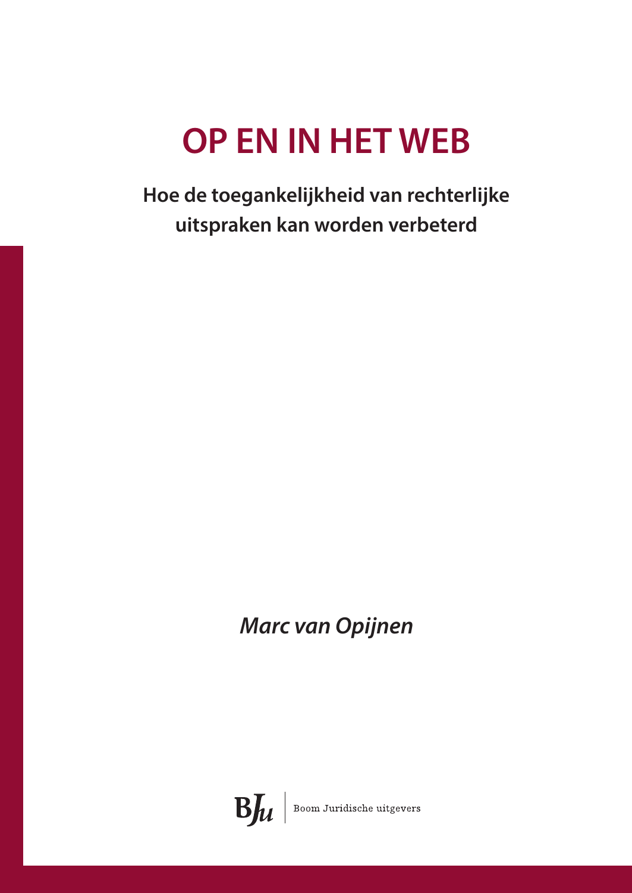# OP EN IN HET WEB

## Hoe de toegankelijkheid van rechterlijke uitspraken kan worden verbeterd

*Marc van Opijnen*

Boom Juridische uitgevers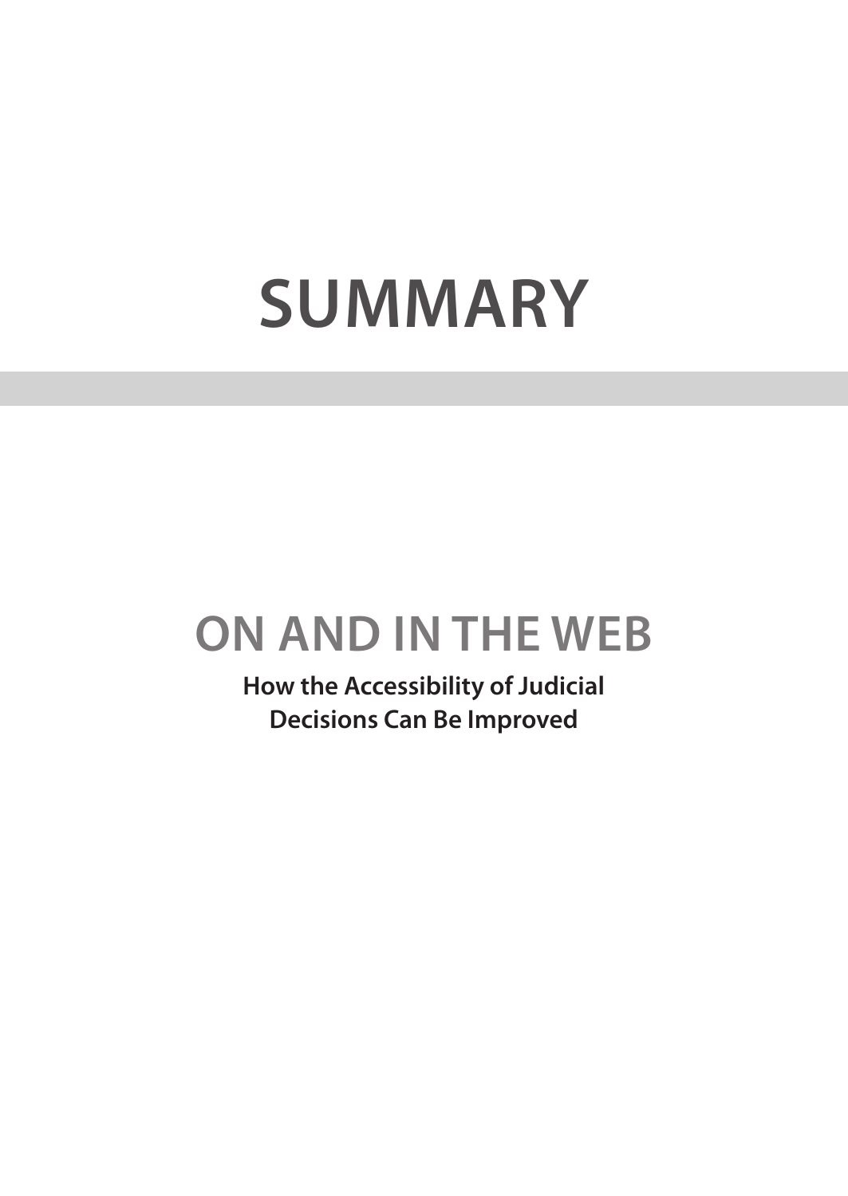# SUMMARY

## ON AND IN THE WEB

**How the Accessibility of Judicial Decisions Can Be Improved**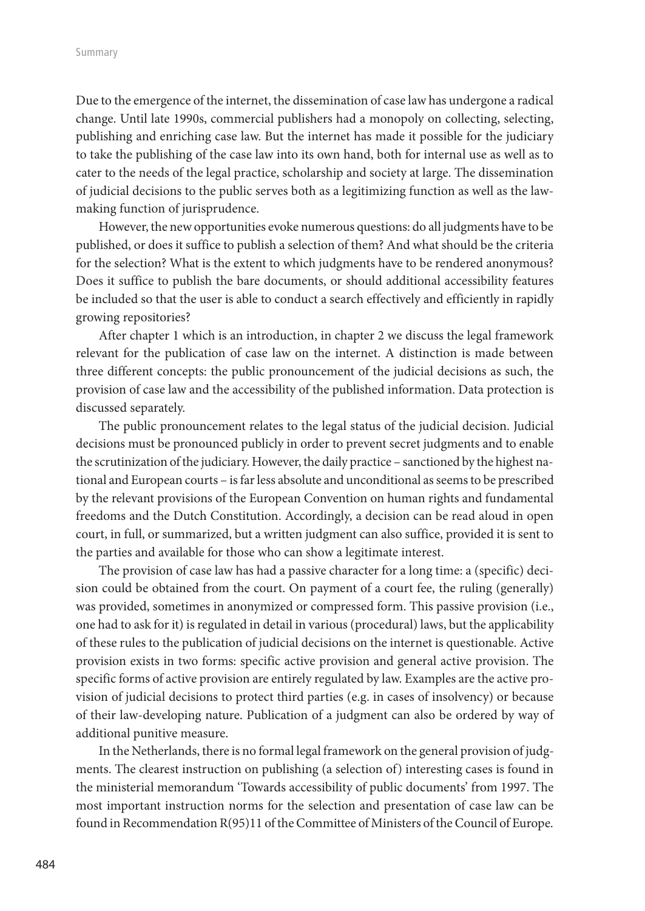Due to the emergence of the internet, the dissemination of case law has undergone a radical change. Until late 1990s, commercial publishers had a monopoly on collecting, selecting, publishing and enriching case law. But the internet has made it possible for the judiciary to take the publishing of the case law into its own hand, both for internal use as well as to cater to the needs of the legal practice, scholarship and society at large. The dissemination of judicial decisions to the public serves both as a legitimizing function as well as the law-making function of jurisprudence.

However, the new opportunities evoke numerous questions: do all judgments have to be published, or does it suffice to publish a selection of them? And what should be the criteria for the selection? What is the extent to which judgments have to be rendered anonymous? Does it suffice to publish the bare documents, or should additional accessibility features be included so that the user is able to conduct a search effectively and efficiently in rapidly growing repositories?

After chapter 1 which is an introduction, in chapter 2 we discuss the legal framework relevant for the publication of case law on the internet. A distinction is made between three different concepts: the public pronouncement of the judicial decisions as such, the provision of case law and the accessibility of the published information. Data protection is discussed separately.

The public pronouncement relates to the legal status of the judicial decision. Judicial decisions must be pronounced publicly in order to prevent secret judgments and to enable the scrutinization of the judiciary. However, the daily practice – sanctioned by the highest national and European courts – is far less absolute and unconditional as seems to be prescribed by the relevant provisions of the European Convention on human rights and fundamental freedoms and the Dutch Constitution. Accordingly, a decision can be read aloud in open court, in full, or summarized, but a written judgment can also suffice, provided it is sent to the parties and available for those who can show a legitimate interest.

The provision of case law has had a passive character for a long time: a (specific) decision could be obtained from the court. On payment of a court fee, the ruling (generally) was provided, sometimes in anonymized or compressed form. This passive provision (i.e., one had to ask for it) is regulated in detail in various (procedural) laws, but the applicability of these rules to the publication of judicial decisions on the internet is questionable. Active provision exists in two forms: specific active provision and general active provision. The specific forms of active provision are entirely regulated by law. Examples are the active provision of judicial decisions to protect third parties (e.g. in cases of insolvency) or because of their law-developing nature. Publication of a judgment can also be ordered by way of additional punitive measure.

In the Netherlands, there is no formal legal framework on the general provision of judgments. The clearest instruction on publishing (a selection of) interesting cases is found in the ministerial memorandum 'Towards accessibility of public documents' from 1997. The most important instruction norms for the selection and presentation of case law can be found in Recommendation R(95)11 of the Committee of Ministers of the Council of Europe.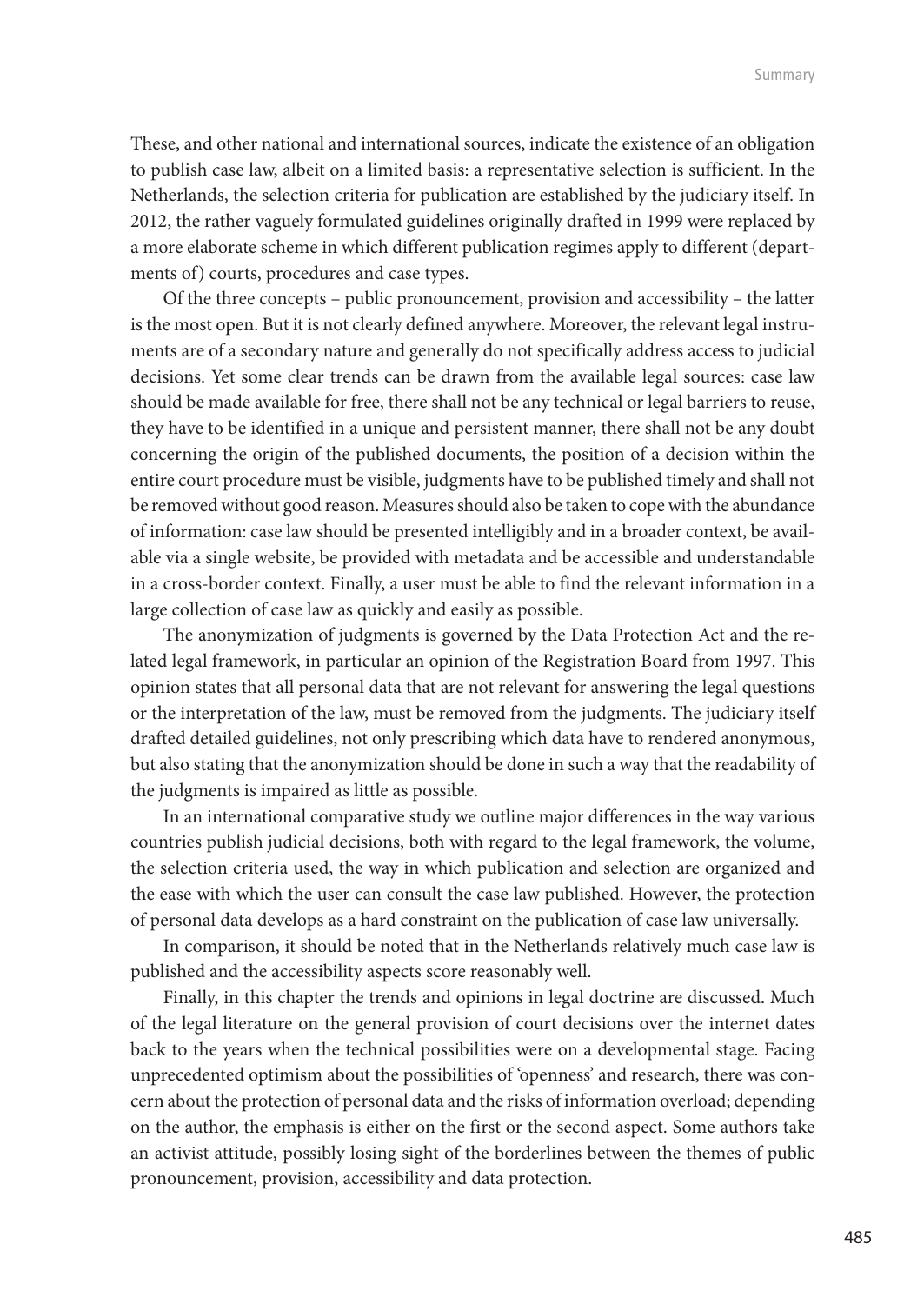These, and other national and international sources, indicate the existence of an obligation to publish case law, albeit on a limited basis: a representative selection is sufficient. In the Netherlands, the selection criteria for publication are established by the judiciary itself. In 2012, the rather vaguely formulated guidelines originally drafted in 1999 were replaced by a more elaborate scheme in which different publication regimes apply to different (departments of) courts, procedures and case types.

Of the three concepts – public pronouncement, provision and accessibility – the latter is the most open. But it is not clearly defined anywhere. Moreover, the relevant legal instruments are of a secondary nature and generally do not specifically address access to judicial decisions. Yet some clear trends can be drawn from the available legal sources: case law should be made available for free, there shall not be any technical or legal barriers to reuse, they have to be identified in a unique and persistent manner, there shall not be any doubt concerning the origin of the published documents, the position of a decision within the entire court procedure must be visible, judgments have to be published timely and shall not be removed without good reason. Measures should also be taken to cope with the abundance of information: case law should be presented intelligibly and in a broader context, be available via a single website, be provided with metadata and be accessible and understandable in a cross-border context. Finally, a user must be able to find the relevant information in a large collection of case law as quickly and easily as possible.

The anonymization of judgments is governed by the Data Protection Act and the related legal framework, in particular an opinion of the Registration Board from 1997. This opinion states that all personal data that are not relevant for answering the legal questions or the interpretation of the law, must be removed from the judgments. The judiciary itself drafted detailed guidelines, not only prescribing which data have to rendered anonymous, but also stating that the anonymization should be done in such a way that the readability of the judgments is impaired as little as possible.

In an international comparative study we outline major differences in the way various countries publish judicial decisions, both with regard to the legal framework, the volume, the selection criteria used, the way in which publication and selection are organized and the ease with which the user can consult the case law published. However, the protection of personal data develops as a hard constraint on the publication of case law universally.

In comparison, it should be noted that in the Netherlands relatively much case law is published and the accessibility aspects score reasonably well.

Finally, in this chapter the trends and opinions in legal doctrine are discussed. Much of the legal literature on the general provision of court decisions over the internet dates back to the years when the technical possibilities were on a developmental stage. Facing unprecedented optimism about the possibilities of 'openness' and research, there was concern about the protection of personal data and the risks of information overload; depending on the author, the emphasis is either on the first or the second aspect. Some authors take an activist attitude, possibly losing sight of the borderlines between the themes of public pronouncement, provision, accessibility and data protection.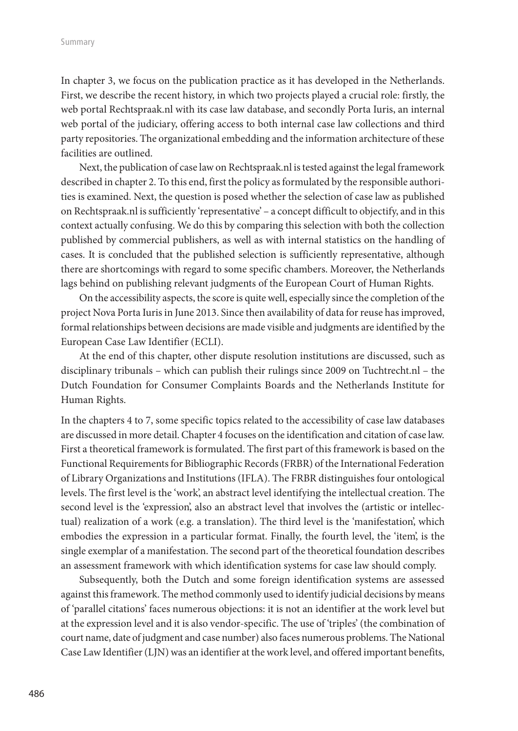In chapter 3, we focus on the publication practice as it has developed in the Netherlands. First, we describe the recent history, in which two projects played a crucial role: firstly, the web portal Rechtspraak.nl with its case law database, and secondly Porta Iuris, an internal web portal of the judiciary, offering access to both internal case law collections and third party repositories. The organizational embedding and the information architecture of these facilities are outlined.

Next, the publication of case law on Rechtspraak.nl is tested against the legal framework described in chapter 2. To this end, first the policy as formulated by the responsible authorities is examined. Next, the question is posed whether the selection of case law as published on Rechtspraak.nl is sufficiently 'representative' – a concept difficult to objectify, and in this context actually confusing. We do this by comparing this selection with both the collection published by commercial publishers, as well as with internal statistics on the handling of cases. It is concluded that the published selection is sufficiently representative, although there are shortcomings with regard to some specific chambers. Moreover, the Netherlands lags behind on publishing relevant judgments of the European Court of Human Rights.

On the accessibility aspects, the score is quite well, especially since the completion of the project Nova Porta Iuris in June 2013. Since then availability of data for reuse has improved, formal relationships between decisions are made visible and judgments are identified by the European Case Law Identifier (ECLI).

At the end of this chapter, other dispute resolution institutions are discussed, such as disciplinary tribunals – which can publish their rulings since 2009 on Tuchtrecht.nl – the Dutch Foundation for Consumer Complaints Boards and the Netherlands Institute for Human Rights.

In the chapters 4 to 7, some specific topics related to the accessibility of case law databases are discussed in more detail. Chapter 4 focuses on the identification and citation of case law. First a theoretical framework is formulated. The first part of this framework is based on the Functional Requirements for Bibliographic Records (FRBR) of the International Federation of Library Organizations and Institutions (IFLA). The FRBR distinguishes four ontological levels. The first level is the 'work', an abstract level identifying the intellectual creation. The second level is the 'expression', also an abstract level that involves the (artistic or intellectual) realization of a work (e.g. a translation). The third level is the 'manifestation', which embodies the expression in a particular format. Finally, the fourth level, the 'item', is the single exemplar of a manifestation. The second part of the theoretical foundation describes an assessment framework with which identification systems for case law should comply.

Subsequently, both the Dutch and some foreign identification systems are assessed against this framework. The method commonly used to identify judicial decisions by means of 'parallel citations' faces numerous objections: it is not an identifier at the work level but at the expression level and it is also vendor-specific. The use of 'triples' (the combination of court name, date of judgment and case number) also faces numerous problems. The National Case Law Identifier (LJN) was an identifier at the work level, and offered important benefits,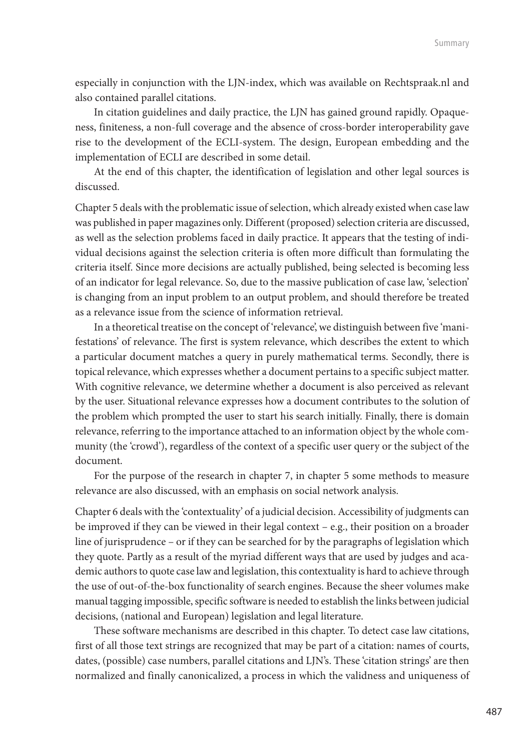especially in conjunction with the LJN-index, which was available on Rechtspraak.nl and also contained parallel citations.

In citation guidelines and daily practice, the LJN has gained ground rapidly. Opaqueness, finiteness, a non-full coverage and the absence of cross-border interoperability gave rise to the development of the ECLI-system. The design, European embedding and the implementation of ECLI are described in some detail.

At the end of this chapter, the identification of legislation and other legal sources is discussed.

Chapter 5 deals with the problematic issue of selection, which already existed when case law was published in paper magazines only. Different (proposed) selection criteria are discussed, as well as the selection problems faced in daily practice. It appears that the testing of individual decisions against the selection criteria is often more difficult than formulating the criteria itself. Since more decisions are actually published, being selected is becoming less of an indicator for legal relevance. So, due to the massive publication of case law, 'selection' is changing from an input problem to an output problem, and should therefore be treated as a relevance issue from the science of information retrieval.

In a theoretical treatise on the concept of 'relevance', we distinguish between five 'manifestations' of relevance. The first is system relevance, which describes the extent to which a particular document matches a query in purely mathematical terms. Secondly, there is topical relevance, which expresses whether a document pertains to a specific subject matter. With cognitive relevance, we determine whether a document is also perceived as relevant by the user. Situational relevance expresses how a document contributes to the solution of the problem which prompted the user to start his search initially. Finally, there is domain relevance, referring to the importance attached to an information object by the whole community (the 'crowd'), regardless of the context of a specific user query or the subject of the document.

For the purpose of the research in chapter 7, in chapter 5 some methods to measure relevance are also discussed, with an emphasis on social network analysis.

Chapter 6 deals with the 'contextuality' of a judicial decision. Accessibility of judgments can be improved if they can be viewed in their legal context – e.g., their position on a broader line of jurisprudence – or if they can be searched for by the paragraphs of legislation which they quote. Partly as a result of the myriad different ways that are used by judges and academic authors to quote case law and legislation, this contextuality is hard to achieve through the use of out-of-the-box functionality of search engines. Because the sheer volumes make manual tagging impossible, specific software is needed to establish the links between judicial decisions, (national and European) legislation and legal literature.

These software mechanisms are described in this chapter. To detect case law citations, first of all those text strings are recognized that may be part of a citation: names of courts, dates, (possible) case numbers, parallel citations and LJN's. These 'citation strings' are then normalized and finally canonicalized, a process in which the validness and uniqueness of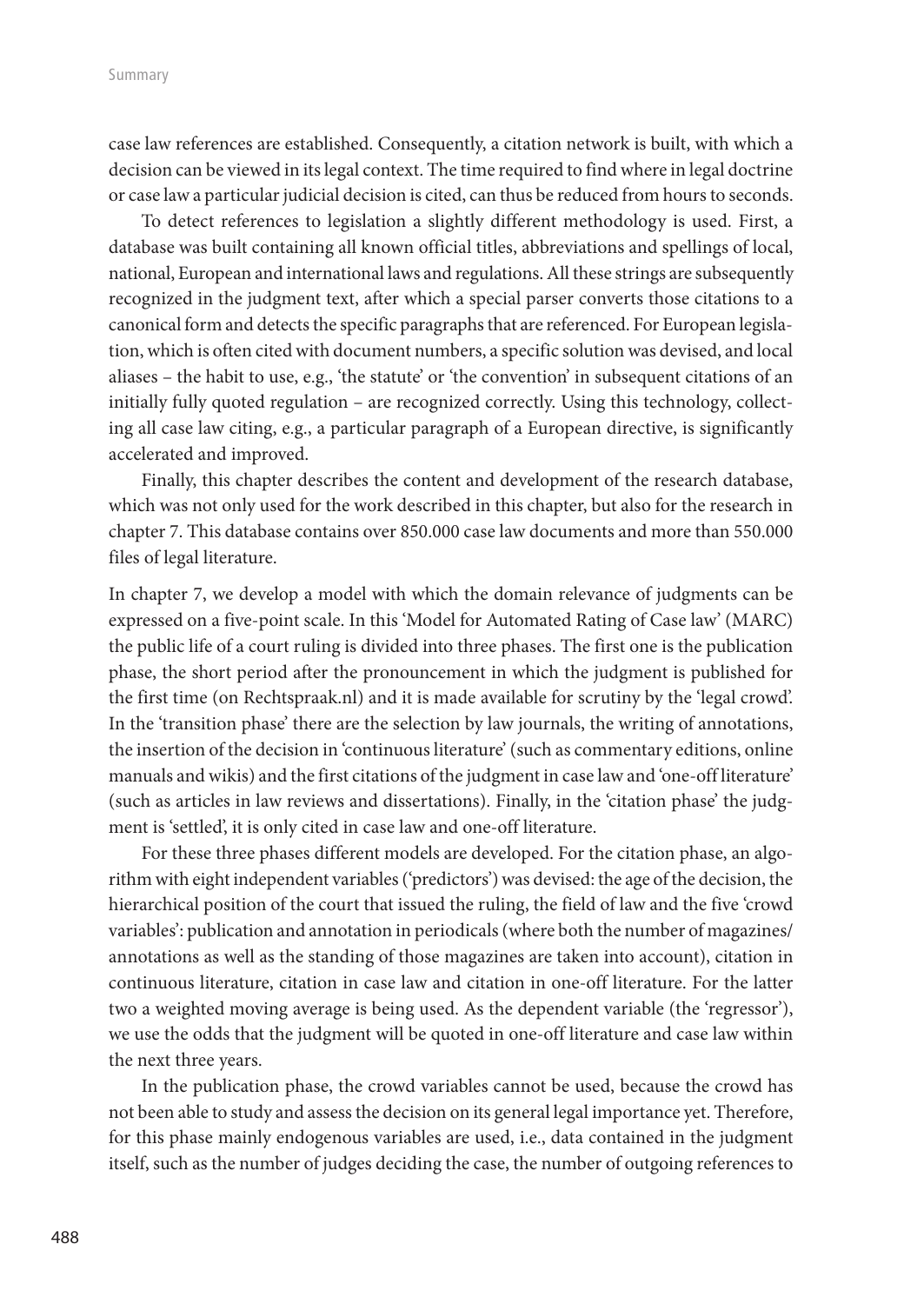case law references are established. Consequently, a citation network is built, with which a decision can be viewed in its legal context. The time required to find where in legal doctrine or case law a particular judicial decision is cited, can thus be reduced from hours to seconds.

To detect references to legislation a slightly different methodology is used. First, a database was built containing all known official titles, abbreviations and spellings of local, national, European and international laws and regulations. All these strings are subsequently recognized in the judgment text, after which a special parser converts those citations to a canonical form and detects the specific paragraphs that are referenced. For European legislation, which is often cited with document numbers, a specific solution was devised, and local aliases – the habit to use, e.g., 'the statute' or 'the convention' in subsequent citations of an initially fully quoted regulation – are recognized correctly. Using this technology, collecting all case law citing, e.g., a particular paragraph of a European directive, is significantly accelerated and improved.

Finally, this chapter describes the content and development of the research database, which was not only used for the work described in this chapter, but also for the research in chapter 7. This database contains over 850.000 case law documents and more than 550.000 files of legal literature.

In chapter 7, we develop a model with which the domain relevance of judgments can be expressed on a five-point scale. In this 'Model for Automated Rating of Case law' (MARC) the public life of a court ruling is divided into three phases. The first one is the publication phase, the short period after the pronouncement in which the judgment is published for the first time (on Rechtspraak.nl) and it is made available for scrutiny by the 'legal crowd'. In the 'transition phase' there are the selection by law journals, the writing of annotations, the insertion of the decision in 'continuous literature' (such as commentary editions, online manuals and wikis) and the first citations of the judgment in case law and 'one-off literature' (such as articles in law reviews and dissertations). Finally, in the 'citation phase' the judgment is 'settled', it is only cited in case law and one-off literature.

For these three phases different models are developed. For the citation phase, an algorithm with eight independent variables ('predictors') was devised: the age of the decision, the hierarchical position of the court that issued the ruling, the field of law and the five 'crowd variables': publication and annotation in periodicals (where both the number of magazines/annotations as well as the standing of those magazines are taken into account), citation in continuous literature, citation in case law and citation in one-off literature. For the latter two a weighted moving average is being used. As the dependent variable (the 'regressor'), we use the odds that the judgment will be quoted in one-off literature and case law within the next three years.

In the publication phase, the crowd variables cannot be used, because the crowd has not been able to study and assess the decision on its general legal importance yet. Therefore, for this phase mainly endogenous variables are used, i.e., data contained in the judgment itself, such as the number of judges deciding the case, the number of outgoing references to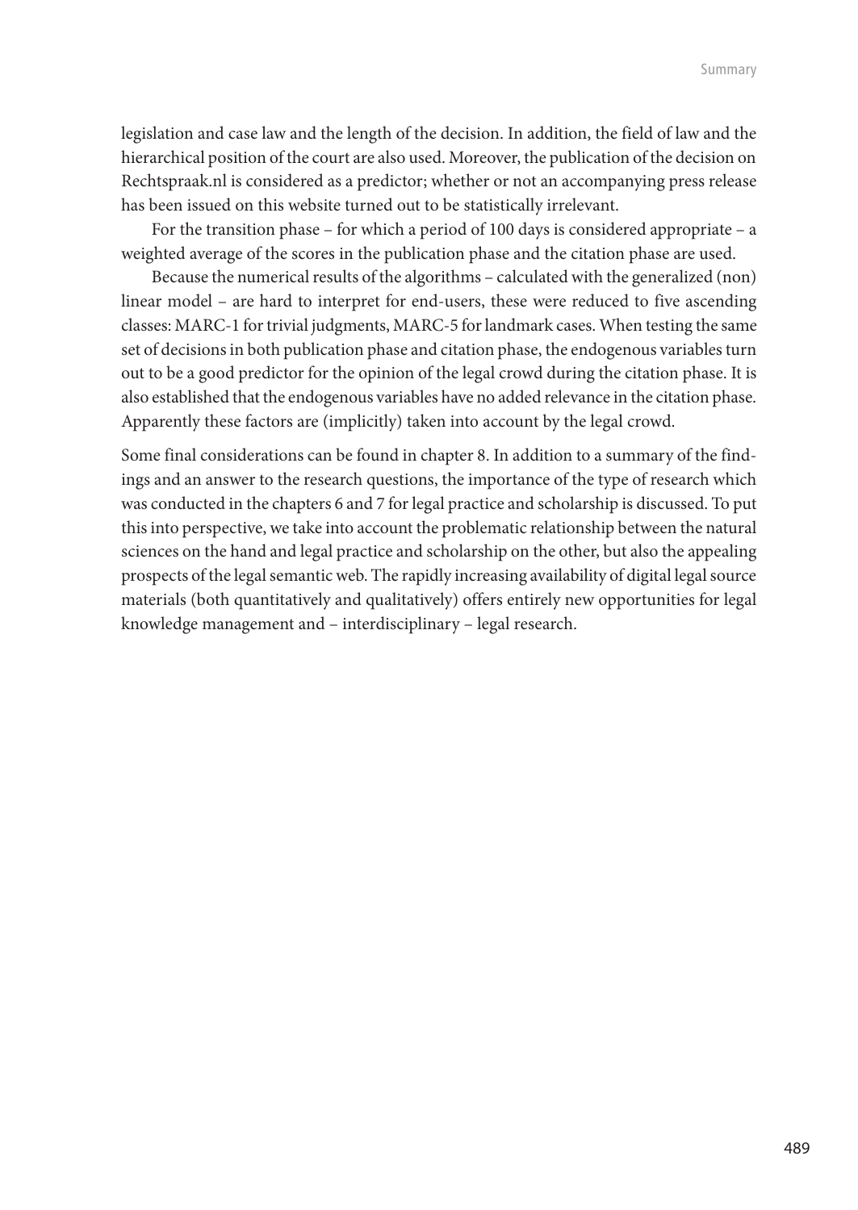legislation and case law and the length of the decision. In addition, the field of law and the hierarchical position of the court are also used. Moreover, the publication of the decision on Rechtspraak.nl is considered as a predictor; whether or not an accompanying press release has been issued on this website turned out to be statistically irrelevant.

For the transition phase – for which a period of 100 days is considered appropriate – a weighted average of the scores in the publication phase and the citation phase are used.

Because the numerical results of the algorithms – calculated with the generalized (non) linear model – are hard to interpret for end-users, these were reduced to five ascending classes: MARC-1 for trivial judgments, MARC-5 for landmark cases. When testing the same set of decisions in both publication phase and citation phase, the endogenous variables turn out to be a good predictor for the opinion of the legal crowd during the citation phase. It is also established that the endogenous variables have no added relevance in the citation phase. Apparently these factors are (implicitly) taken into account by the legal crowd.

Some final considerations can be found in chapter 8. In addition to a summary of the findings and an answer to the research questions, the importance of the type of research which was conducted in the chapters 6 and 7 for legal practice and scholarship is discussed. To put this into perspective, we take into account the problematic relationship between the natural sciences on the hand and legal practice and scholarship on the other, but also the appealing prospects of the legal semantic web. The rapidly increasing availability of digital legal source materials (both quantitatively and qualitatively) offers entirely new opportunities for legal knowledge management and – interdisciplinary – legal research.